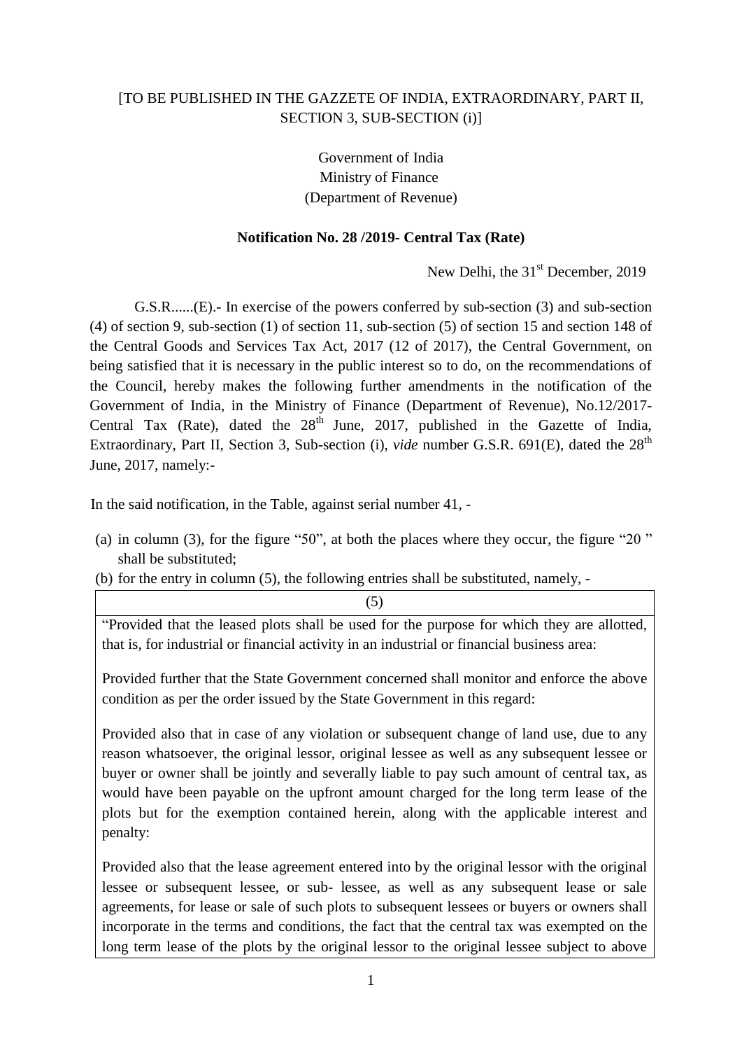[TO BE PUBLISHED IN THE GAZZETE OF INDIA, EXTRAORDINARY, PART II, SECTION 3, SUB-SECTION (i)]

Government of India
Ministry of Finance
(Department of Revenue)

**Notification No. 28 /2019- Central Tax (Rate)**

New Delhi, the 31st December, 2019

G.S.R......(E).- In exercise of the powers conferred by sub-section (3) and sub-section (4) of section 9, sub-section (1) of section 11, sub-section (5) of section 15 and section 148 of the Central Goods and Services Tax Act, 2017 (12 of 2017), the Central Government, on being satisfied that it is necessary in the public interest so to do, on the recommendations of the Council, hereby makes the following further amendments in the notification of the Government of India, in the Ministry of Finance (Department of Revenue), No.12/2017-Central Tax (Rate), dated the 28th June, 2017, published in the Gazette of India, Extraordinary, Part II, Section 3, Sub-section (i), *vide* number G.S.R. 691(E), dated the 28th June, 2017, namely:-

In the said notification, in the Table, against serial number 41, -

(a) in column (3), for the figure "50", at both the places where they occur, the figure "20 " shall be substituted;

(b) for the entry in column (5), the following entries shall be substituted, namely, -

| (5) |
|---|
| "Provided that the leased plots shall be used for the purpose for which they are allotted, that is, for industrial or financial activity in an industrial or financial business area:<br><br>Provided further that the State Government concerned shall monitor and enforce the above condition as per the order issued by the State Government in this regard:<br><br>Provided also that in case of any violation or subsequent change of land use, due to any reason whatsoever, the original lessor, original lessee as well as any subsequent lessee or buyer or owner shall be jointly and severally liable to pay such amount of central tax, as would have been payable on the upfront amount charged for the long term lease of the plots but for the exemption contained herein, along with the applicable interest and penalty:<br><br>Provided also that the lease agreement entered into by the original lessor with the original lessee or subsequent lessee, or sub- lessee, as well as any subsequent lease or sale agreements, for lease or sale of such plots to subsequent lessees or buyers or owners shall incorporate in the terms and conditions, the fact that the central tax was exempted on the long term lease of the plots by the original lessor to the original lessee subject to above |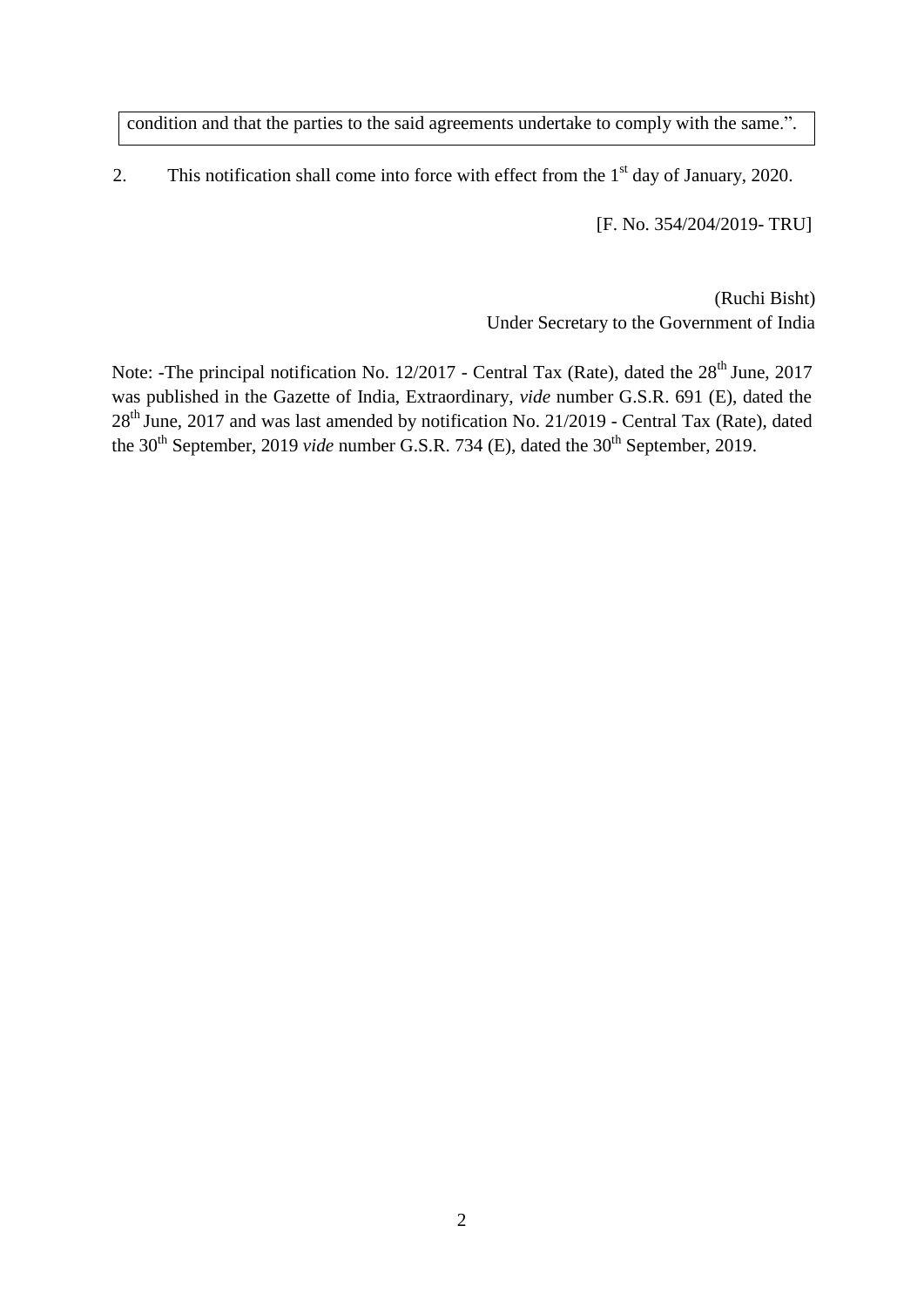condition and that the parties to the said agreements undertake to comply with the same.".

2. This notification shall come into force with effect from the 1st day of January, 2020.

[F. No. 354/204/2019- TRU]

(Ruchi Bisht)
Under Secretary to the Government of India

Note: -The principal notification No. 12/2017 - Central Tax (Rate), dated the 28th June, 2017 was published in the Gazette of India, Extraordinary, *vide* number G.S.R. 691 (E), dated the 28th June, 2017 and was last amended by notification No. 21/2019 - Central Tax (Rate), dated the 30th September, 2019 *vide* number G.S.R. 734 (E), dated the 30th September, 2019.